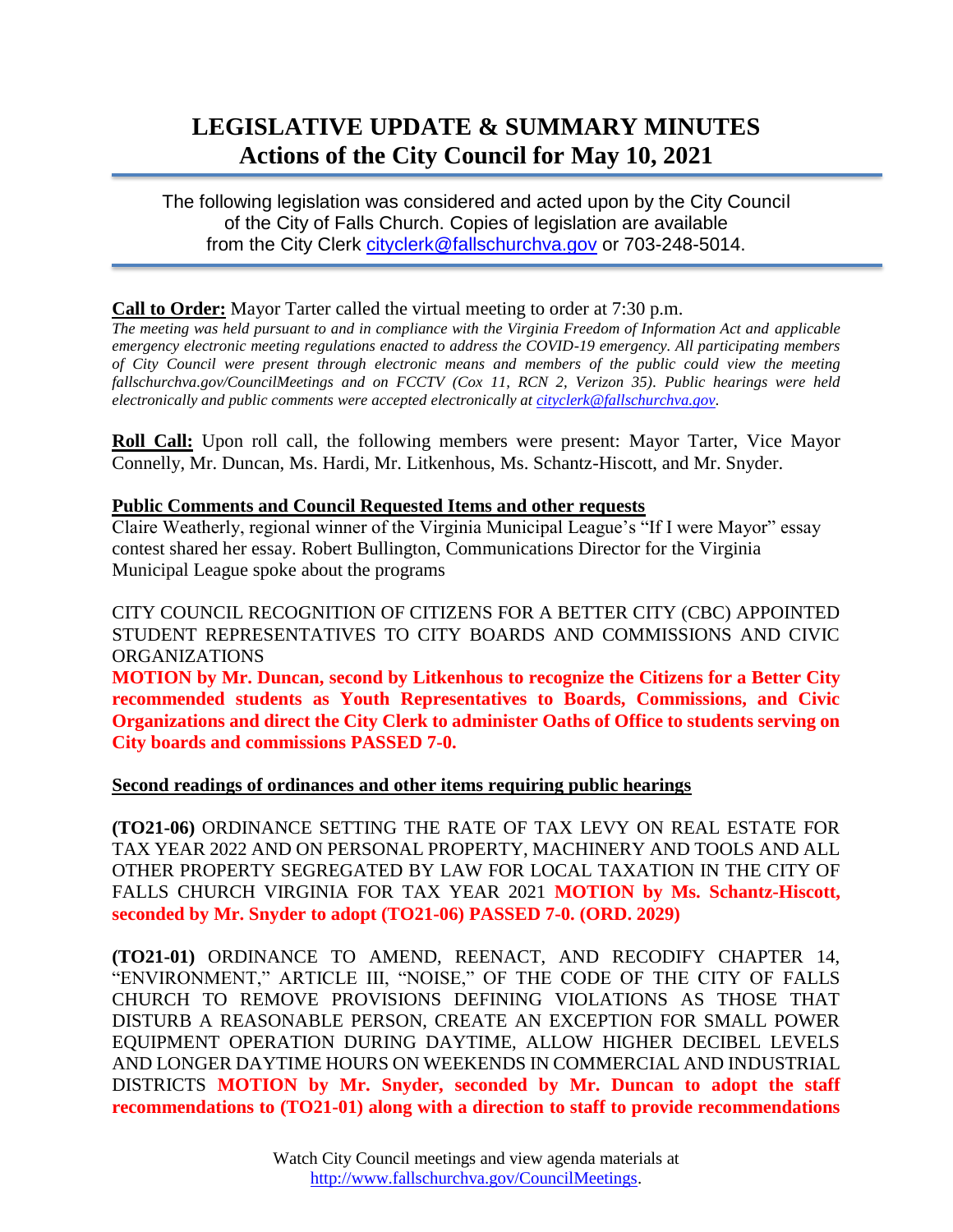# LEGISLATIVE UPDATE & SUMMARY MINUTES
## Actions of the City Council for May 10, 2021

The following legislation was considered and acted upon by the City Council of the City of Falls Church. Copies of legislation are available from the City Clerk cityclerk@fallschurchva.gov or 703-248-5014.

**Call to Order:** Mayor Tarter called the virtual meeting to order at 7:30 p.m.

*The meeting was held pursuant to and in compliance with the Virginia Freedom of Information Act and applicable emergency electronic meeting regulations enacted to address the COVID-19 emergency. All participating members of City Council were present through electronic means and members of the public could view the meeting fallschurchva.gov/CouncilMeetings and on FCCTV (Cox 11, RCN 2, Verizon 35). Public hearings were held electronically and public comments were accepted electronically at cityclerk@fallschurchva.gov.*

**Roll Call:** Upon roll call, the following members were present: Mayor Tarter, Vice Mayor Connelly, Mr. Duncan, Ms. Hardi, Mr. Litkenhous, Ms. Schantz-Hiscott, and Mr. Snyder.

**Public Comments and Council Requested Items and other requests**

Claire Weatherly, regional winner of the Virginia Municipal League's "If I were Mayor" essay contest shared her essay. Robert Bullington, Communications Director for the Virginia Municipal League spoke about the programs

CITY COUNCIL RECOGNITION OF CITIZENS FOR A BETTER CITY (CBC) APPOINTED STUDENT REPRESENTATIVES TO CITY BOARDS AND COMMISSIONS AND CIVIC ORGANIZATIONS

**MOTION by Mr. Duncan, second by Litkenhous to recognize the Citizens for a Better City recommended students as Youth Representatives to Boards, Commissions, and Civic Organizations and direct the City Clerk to administer Oaths of Office to students serving on City boards and commissions PASSED 7-0.**

**Second readings of ordinances and other items requiring public hearings**

**(TO21-06)** ORDINANCE SETTING THE RATE OF TAX LEVY ON REAL ESTATE FOR TAX YEAR 2022 AND ON PERSONAL PROPERTY, MACHINERY AND TOOLS AND ALL OTHER PROPERTY SEGREGATED BY LAW FOR LOCAL TAXATION IN THE CITY OF FALLS CHURCH VIRGINIA FOR TAX YEAR 2021 **MOTION by Ms. Schantz-Hiscott, seconded by Mr. Snyder to adopt (TO21-06) PASSED 7-0. (ORD. 2029)**

**(TO21-01)** ORDINANCE TO AMEND, REENACT, AND RECODIFY CHAPTER 14, "ENVIRONMENT," ARTICLE III, "NOISE," OF THE CODE OF THE CITY OF FALLS CHURCH TO REMOVE PROVISIONS DEFINING VIOLATIONS AS THOSE THAT DISTURB A REASONABLE PERSON, CREATE AN EXCEPTION FOR SMALL POWER EQUIPMENT OPERATION DURING DAYTIME, ALLOW HIGHER DECIBEL LEVELS AND LONGER DAYTIME HOURS ON WEEKENDS IN COMMERCIAL AND INDUSTRIAL DISTRICTS **MOTION by Mr. Snyder, seconded by Mr. Duncan to adopt the staff recommendations to (TO21-01) along with a direction to staff to provide recommendations**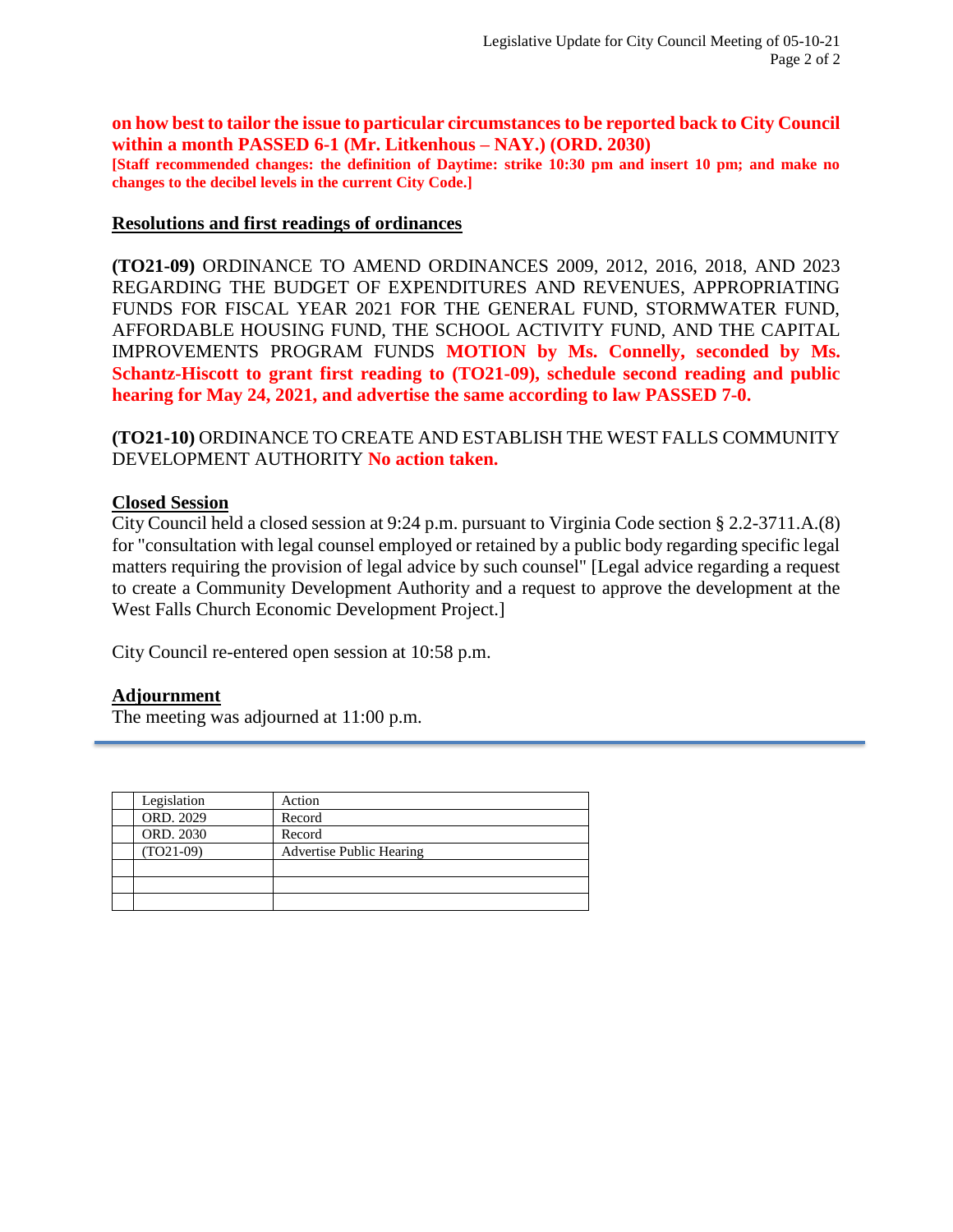**on how best to tailor the issue to particular circumstances to be reported back to City Council within a month PASSED 6-1 (Mr. Litkenhous – NAY.) (ORD. 2030)**
**[Staff recommended changes: the definition of Daytime: strike 10:30 pm and insert 10 pm; and make no changes to the decibel levels in the current City Code.]**

## Resolutions and first readings of ordinances

**(TO21-09)** ORDINANCE TO AMEND ORDINANCES 2009, 2012, 2016, 2018, AND 2023 REGARDING THE BUDGET OF EXPENDITURES AND REVENUES, APPROPRIATING FUNDS FOR FISCAL YEAR 2021 FOR THE GENERAL FUND, STORMWATER FUND, AFFORDABLE HOUSING FUND, THE SCHOOL ACTIVITY FUND, AND THE CAPITAL IMPROVEMENTS PROGRAM FUNDS **MOTION by Ms. Connelly, seconded by Ms. Schantz-Hiscott to grant first reading to (TO21-09), schedule second reading and public hearing for May 24, 2021, and advertise the same according to law PASSED 7-0.**

**(TO21-10)** ORDINANCE TO CREATE AND ESTABLISH THE WEST FALLS COMMUNITY DEVELOPMENT AUTHORITY **No action taken.**

## Closed Session

City Council held a closed session at 9:24 p.m. pursuant to Virginia Code section § 2.2-3711.A.(8) for "consultation with legal counsel employed or retained by a public body regarding specific legal matters requiring the provision of legal advice by such counsel" [Legal advice regarding a request to create a Community Development Authority and a request to approve the development at the West Falls Church Economic Development Project.]

City Council re-entered open session at 10:58 p.m.

## Adjournment

The meeting was adjourned at 11:00 p.m.

| | Legislation | Action |
|---|---|---|
| | ORD. 2029 | Record |
| | ORD. 2030 | Record |
| | (TO21-09) | Advertise Public Hearing |
| | | |
| | | |
| | | |